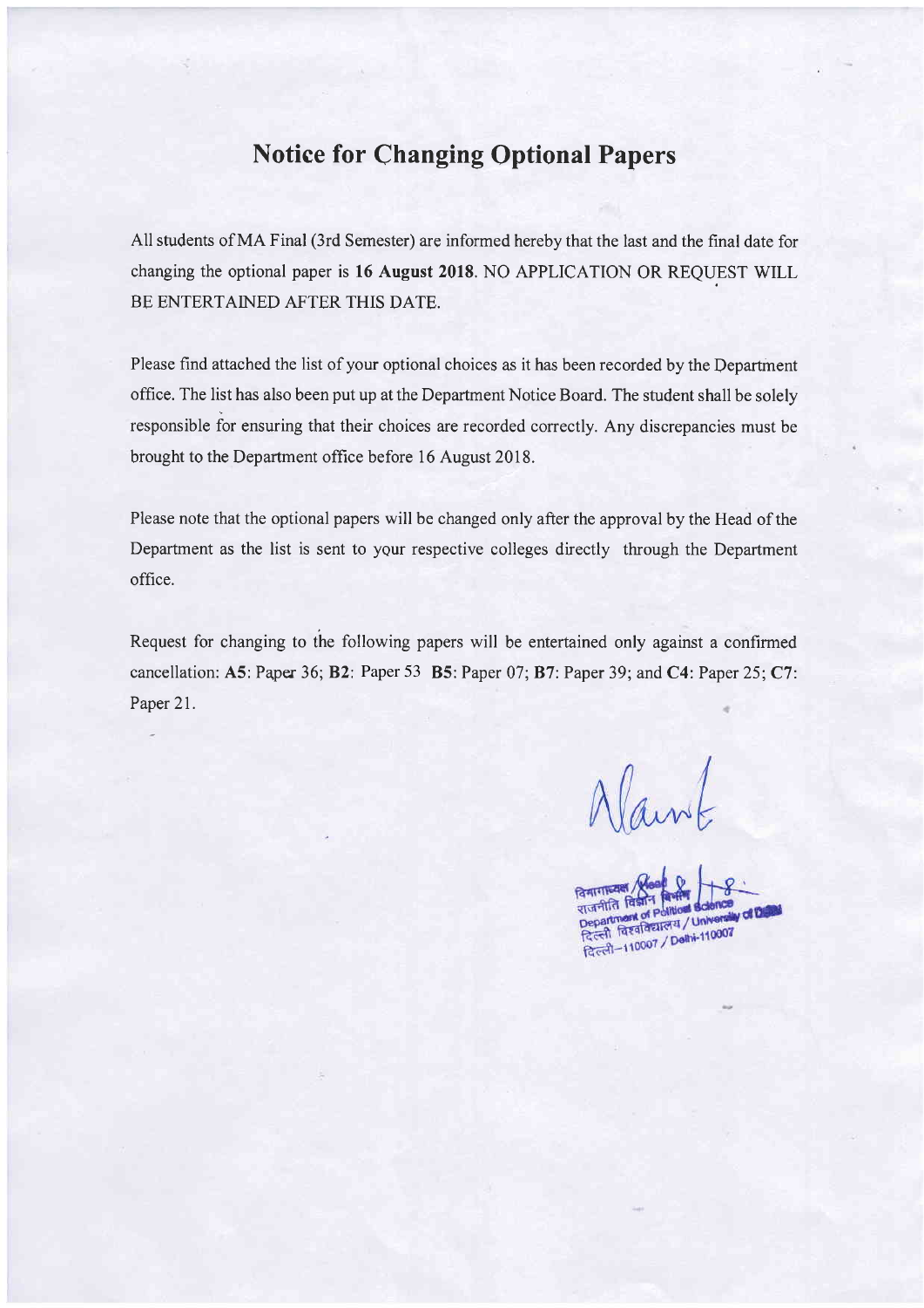# Notice for Changing Optional Papers

All students of MA Final (3rd Semester) are informed hereby that the last and the final date for changing the optional paper is **16 August 2018**. NO APPLICATION OR REQUEST WILL BE ENTERTAINED AFTER THIS DATE.

Please find attached the list of your optional choices as it has been recorded by the Department office. The list has also been put up at the Department Notice Board. The student shall be solely responsible for ensuring that their choices are recorded correctly. Any discrepancies must be brought to the Department office before 16 August 2018.

Please note that the optional papers will be changed only after the approval by the Head of the Department as the list is sent to your respective colleges directly through the Department office.

Request for changing to the following papers will be entertained only against a confirmed cancellation: **A5**: Paper 36; **B2**: Paper 53 **B5**: Paper 07; **B7**: Paper 39; and **C4**: Paper 25; **C7**: Paper 21.

विभागाध्यक्ष / Head
राजनीति विज्ञान विभाग
Department of Political Science
दिल्ली विश्वविद्यालय / University of Delhi
दिल्ली-110007 / Delhi-110007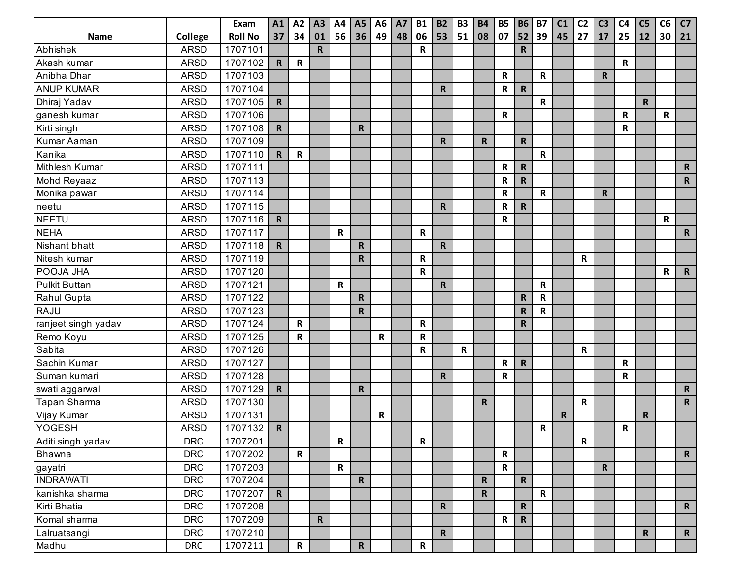| | | Exam | A1 | A2 | A3 | A4 | A5 | A6 | A7 | B1 | B2 | B3 | B4 | B5 | B6 | B7 | C1 | C2 | C3 | C4 | C5 | C6 | C7 |
|---|---|---|---|---|---|---|---|---|---|---|---|---|---|---|---|---|---|---|---|---|---|---|---|
| Name | College | Roll No | 37 | 34 | 01 | 56 | 36 | 49 | 48 | 06 | 53 | 51 | 08 | 07 | 52 | 39 | 45 | 27 | 17 | 25 | 12 | 30 | 21 |
| Abhishek | ARSD | 1707101 | | | R | | | | | R | | | | | R | | | | | | | | |
| Akash kumar | ARSD | 1707102 | R | R | | | | | | | | | | | | | | | | R | | | |
| Anibha Dhar | ARSD | 1707103 | | | | | | | | | | | | R | | R | | | R | | | | |
| ANUP KUMAR | ARSD | 1707104 | | | | | | | | | R | | | R | R | | | | | | | | |
| Dhiraj Yadav | ARSD | 1707105 | R | | | | | | | | | | | | | R | | | | | R | | |
| ganesh kumar | ARSD | 1707106 | | | | | | | | | | | | R | | | | | | R | | R | |
| Kirti singh | ARSD | 1707108 | R | | | | R | | | | | | | | | | | | | R | | | |
| Kumar Aaman | ARSD | 1707109 | | | | | | | | | R | | R | | R | | | | | | | | |
| Kanika | ARSD | 1707110 | R | R | | | | | | | | | | | | R | | | | | | | |
| Mithlesh Kumar | ARSD | 1707111 | | | | | | | | | | | | R | R | | | | | | | | R |
| Mohd Reyaaz | ARSD | 1707113 | | | | | | | | | | | | R | R | | | | | | | | R |
| Monika pawar | ARSD | 1707114 | | | | | | | | | | | | R | | R | | | R | | | | |
| neetu | ARSD | 1707115 | | | | | | | | | R | | | R | R | | | | | | | | |
| NEETU | ARSD | 1707116 | R | | | | | | | | | | | R | | | | | | | | R | |
| NEHA | ARSD | 1707117 | | | | R | | | | R | | | | | | | | | | | | | R |
| Nishant bhatt | ARSD | 1707118 | R | | | | R | | | | R | | | | | | | | | | | | |
| Nitesh kumar | ARSD | 1707119 | | | | | R | | | R | | | | | | | | R | | | | | |
| POOJA JHA | ARSD | 1707120 | | | | | | | | R | | | | | | | | | | | | R | R |
| Pulkit Buttan | ARSD | 1707121 | | | | R | | | | | R | | | | | R | | | | | | | |
| Rahul Gupta | ARSD | 1707122 | | | | | R | | | | | | | | R | R | | | | | | | |
| RAJU | ARSD | 1707123 | | | | | R | | | | | | | | R | R | | | | | | | |
| ranjeet singh yadav | ARSD | 1707124 | | R | | | | | | R | | | | | R | | | | | | | | |
| Remo Koyu | ARSD | 1707125 | | R | | | | R | | R | | | | | | | | | | | | | |
| Sabita | ARSD | 1707126 | | | | | | | | R | | R | | | | | | R | | | | | |
| Sachin Kumar | ARSD | 1707127 | | | | | | | | | | | | R | R | | | | | R | | | |
| Suman kumari | ARSD | 1707128 | | | | | | | | | R | | | R | | | | | | R | | | |
| swati aggarwal | ARSD | 1707129 | R | | | | R | | | | | | | | | | | | | | | | R |
| Tapan Sharma | ARSD | 1707130 | | | | | | | | | | | R | | | | | R | | | | | R |
| Vijay Kumar | ARSD | 1707131 | | | | | | R | | | | | | | | | R | | | | R | | |
| YOGESH | ARSD | 1707132 | R | | | | | | | | | | | | | R | | | | R | | | |
| Aditi singh yadav | DRC | 1707201 | | | | R | | | | R | | | | | | | | R | | | | | |
| Bhawna | DRC | 1707202 | | R | | | | | | | | | | R | | | | | | | | | R |
| gayatri | DRC | 1707203 | | | | R | | | | | | | | R | | | | | R | | | | |
| INDRAWATI | DRC | 1707204 | | | | | R | | | | | | R | | R | | | | | | | | |
| kanishka sharma | DRC | 1707207 | R | | | | | | | | | | R | | | R | | | | | | | |
| Kirti Bhatia | DRC | 1707208 | | | | | | | | | R | | | | R | | | | | | | | R |
| Komal sharma | DRC | 1707209 | | | R | | | | | | | | | R | R | | | | | | | | |
| Lalruatsangi | DRC | 1707210 | | | | | | | | | R | | | | | | | | | | R | | R |
| Madhu | DRC | 1707211 | | R | | | R | | | R | | | | | | | | | | | | | |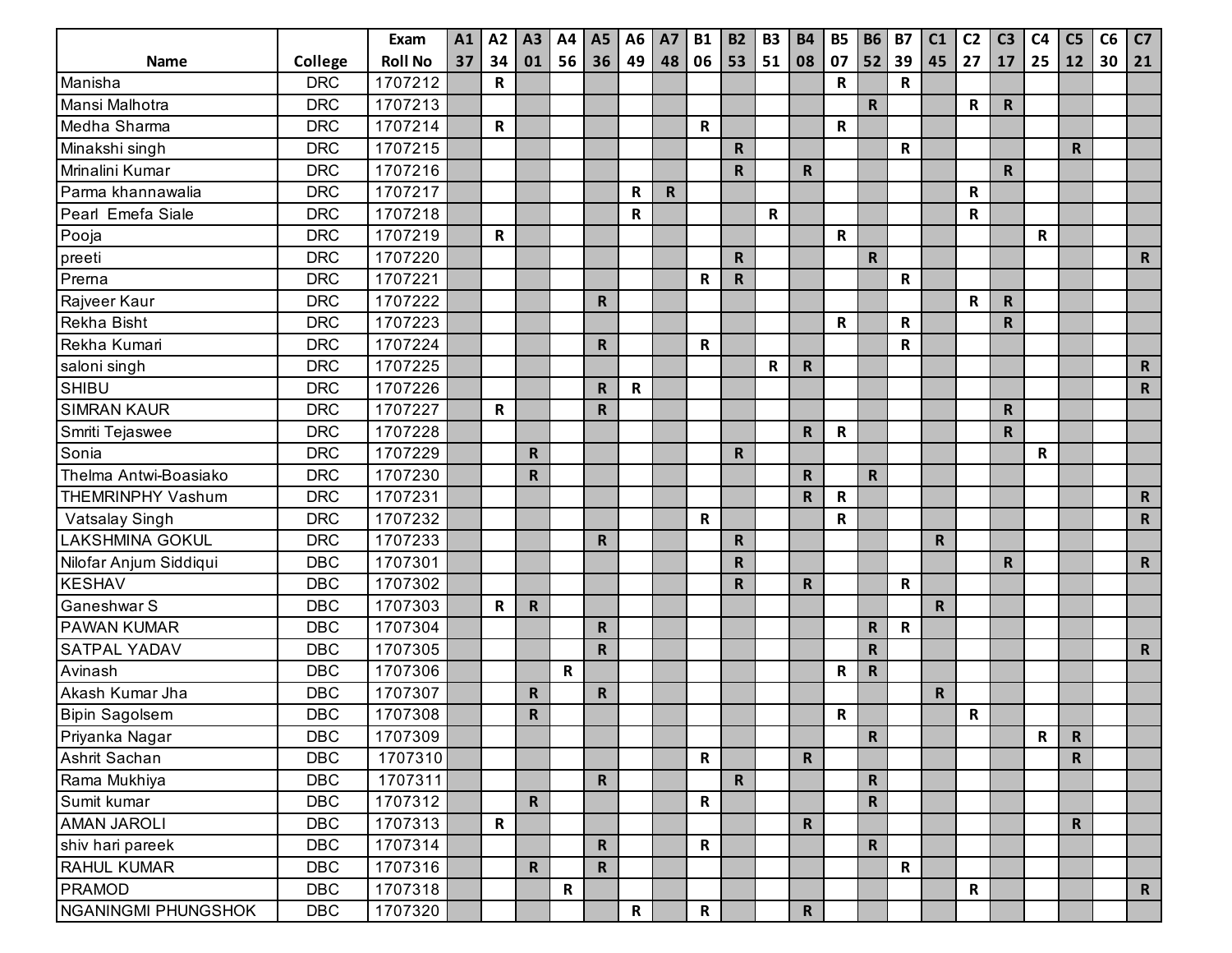| Name | College | Exam Roll No | A1 37 | A2 34 | A3 01 | A4 56 | A5 36 | A6 49 | A7 48 | B1 06 | B2 53 | B3 51 | B4 08 | B5 07 | B6 52 | B7 39 | C1 45 | C2 27 | C3 17 | C4 25 | C5 12 | C6 30 | C7 21 |
|---|---|---|---|---|---|---|---|---|---|---|---|---|---|---|---|---|---|---|---|---|---|---|---|
| Manisha | DRC | 1707212 | | R | | | | | | | | | | R | | R | | | | | | | |
| Mansi Malhotra | DRC | 1707213 | | | | | | | | | | | | | R | | | R | R | | | | |
| Medha Sharma | DRC | 1707214 | | R | | | | | | R | | | | R | | | | | | | | | |
| Minakshi singh | DRC | 1707215 | | | | | | | | | R | | | | | R | | | | | R | | |
| Mrinalini Kumar | DRC | 1707216 | | | | | | | | | R | | R | | | | | | R | | | | |
| Parma khannawalia | DRC | 1707217 | | | | | | R | R | | | | | | | | | R | | | | | |
| Pearl Emefa Siale | DRC | 1707218 | | | | | | R | | | | R | | | | | | R | | | | | |
| Pooja | DRC | 1707219 | | R | | | | | | | | | | R | | | | | | R | | | |
| preeti | DRC | 1707220 | | | | | | | | | R | | | | R | | | | | | | | R |
| Prerna | DRC | 1707221 | | | | | | | | R | R | | | | | R | | | | | | | |
| Rajveer Kaur | DRC | 1707222 | | | | | R | | | | | | | | | | | R | R | | | | |
| Rekha Bisht | DRC | 1707223 | | | | | | | | | | | | R | | R | | | R | | | | |
| Rekha Kumari | DRC | 1707224 | | | | | R | | | R | | | | | | R | | | | | | | |
| saloni singh | DRC | 1707225 | | | | | | | | | | R | R | | | | | | | | | | R |
| SHIBU | DRC | 1707226 | | | | | R | R | | | | | | | | | | | | | | | R |
| SIMRAN KAUR | DRC | 1707227 | | R | | | R | | | | | | | | | | | | R | | | | |
| Smriti Tejaswee | DRC | 1707228 | | | | | | | | | | | R | R | | | | | R | | | | |
| Sonia | DRC | 1707229 | | | R | | | | | | R | | | | | | | | | R | | | |
| Thelma Antwi-Boasiako | DRC | 1707230 | | | R | | | | | | | | R | | R | | | | | | | | |
| THEMRINPHY Vashum | DRC | 1707231 | | | | | | | | | | | R | R | | | | | | | | | R |
| Vatsalay Singh | DRC | 1707232 | | | | | | | | R | | | | R | | | | | | | | | R |
| LAKSHMINA GOKUL | DRC | 1707233 | | | | | R | | | | R | | | | | | R | | | | | | |
| Nilofar Anjum Siddiqui | DBC | 1707301 | | | | | | | | | R | | | | | | | | R | | | | R |
| KESHAV | DBC | 1707302 | | | | | | | | | R | | R | | | R | | | | | | | |
| Ganeshwar S | DBC | 1707303 | | R | R | | | | | | | | | | | | R | | | | | | |
| PAWAN KUMAR | DBC | 1707304 | | | | | R | | | | | | | | R | R | | | | | | | |
| SATPAL YADAV | DBC | 1707305 | | | | | R | | | | | | | | R | | | | | | | | R |
| Avinash | DBC | 1707306 | | | | R | | | | | | | | R | R | | | | | | | | |
| Akash Kumar Jha | DBC | 1707307 | | | R | | R | | | | | | | | | | R | | | | | | |
| Bipin Sagolsem | DBC | 1707308 | | | R | | | | | | | | | R | | | | R | | | | | |
| Priyanka Nagar | DBC | 1707309 | | | | | | | | | | | | | R | | | | | R | R | | |
| Ashrit Sachan | DBC | 1707310 | | | | | | | | R | | | R | | | | | | | | R | | |
| Rama Mukhiya | DBC | 1707311 | | | | | R | | | | R | | | | R | | | | | | | | |
| Sumit kumar | DBC | 1707312 | | | R | | | | | R | | | | | R | | | | | | | | |
| AMAN JAROLI | DBC | 1707313 | | R | | | | | | | | | R | | | | | | | | R | | |
| shiv hari pareek | DBC | 1707314 | | | | | R | | | R | | | | | R | | | | | | | | |
| RAHUL KUMAR | DBC | 1707316 | | | R | | R | | | | | | | | | R | | | | | | | |
| PRAMOD | DBC | 1707318 | | | | R | | | | | | | | | | | | R | | | | | R |
| NGANINGMI PHUNGSHOK | DBC | 1707320 | | | | | | R | | R | | | R | | | | | | | | | | |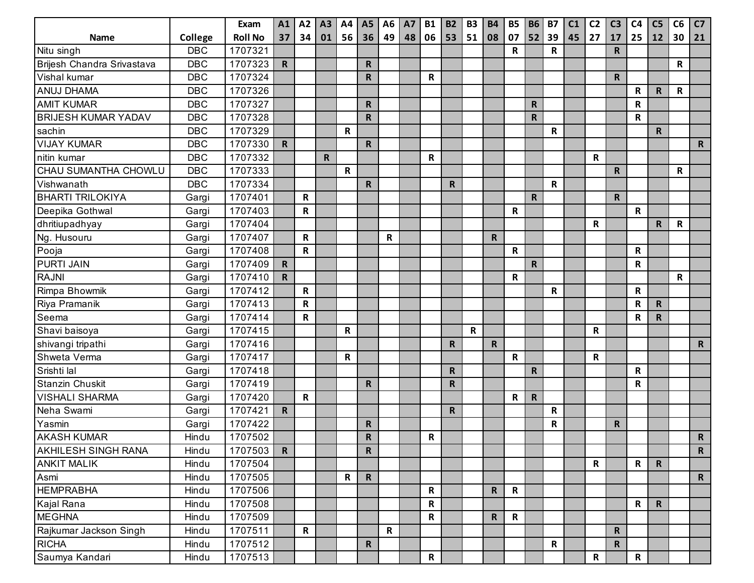| Name | College | Exam Roll No | A1 37 | A2 34 | A3 01 | A4 56 | A5 36 | A6 49 | A7 48 | B1 06 | B2 53 | B3 51 | B4 08 | B5 07 | B6 52 | B7 39 | C1 45 | C2 27 | C3 17 | C4 25 | C5 12 | C6 30 | C7 21 |
|---|---|---|---|---|---|---|---|---|---|---|---|---|---|---|---|---|---|---|---|---|---|---|---|
| Nitu singh | DBC | 1707321 | | | | | | | | | | | | R | | R | | | R | | | | |
| Brijesh Chandra Srivastava | DBC | 1707323 | R | | | | R | | | | | | | | | | | | | | | R | |
| Vishal kumar | DBC | 1707324 | | | | | R | | | R | | | | | | | | | R | | | | |
| ANUJ DHAMA | DBC | 1707326 | | | | | | | | | | | | | | | | | | R | R | R | |
| AMIT KUMAR | DBC | 1707327 | | | | | R | | | | | | | | R | | | | | R | | | |
| BRIJESH KUMAR YADAV | DBC | 1707328 | | | | | R | | | | | | | | R | | | | | R | | | |
| sachin | DBC | 1707329 | | | | R | | | | | | | | | | R | | | | | R | | |
| VIJAY KUMAR | DBC | 1707330 | R | | | | R | | | | | | | | | | | | | | | | R |
| nitin kumar | DBC | 1707332 | | | R | | | | | R | | | | | | | | R | | | | | |
| CHAU SUMANTHA CHOWLU | DBC | 1707333 | | | | R | | | | | | | | | | | | | R | | | R | |
| Vishwanath | DBC | 1707334 | | | | | R | | | | R | | | | | R | | | | | | | |
| BHARTI TRILOKIYA | Gargi | 1707401 | | R | | | | | | | | | | | R | | | | R | | | | |
| Deepika Gothwal | Gargi | 1707403 | | R | | | | | | | | | | R | | | | | | R | | | |
| dhritiupadhyay | Gargi | 1707404 | | | | | | | | | | | | | | | | R | | | R | R | |
| Ng. Husouru | Gargi | 1707407 | | R | | | | R | | | | | R | | | | | | | | | | |
| Pooja | Gargi | 1707408 | | R | | | | | | | | | | R | | | | | | R | | | |
| PURTI JAIN | Gargi | 1707409 | R | | | | | | | | | | | | R | | | | | R | | | |
| RAJNI | Gargi | 1707410 | R | | | | | | | | | | | R | | | | | | | | R | |
| Rimpa Bhowmik | Gargi | 1707412 | | R | | | | | | | | | | | | R | | | | R | | | |
| Riya Pramanik | Gargi | 1707413 | | R | | | | | | | | | | | | | | | | R | R | | |
| Seema | Gargi | 1707414 | | R | | | | | | | | | | | | | | | | R | R | | |
| Shavi baisoya | Gargi | 1707415 | | | | R | | | | | | R | | | | | | R | | | | | |
| shivangi tripathi | Gargi | 1707416 | | | | | | | | | R | | R | | | | | | | | | | R |
| Shweta Verma | Gargi | 1707417 | | | | R | | | | | | | | R | | | | R | | | | | |
| Srishti lal | Gargi | 1707418 | | | | | | | | | R | | | | R | | | | | R | | | |
| Stanzin Chuskit | Gargi | 1707419 | | | | | R | | | | R | | | | | | | | | R | | | |
| VISHALI SHARMA | Gargi | 1707420 | | R | | | | | | | | | | R | R | | | | | | | | |
| Neha Swami | Gargi | 1707421 | R | | | | | | | | R | | | | | R | | | | | | | |
| Yasmin | Gargi | 1707422 | | | | | R | | | | | | | | | R | | | R | | | | |
| AKASH KUMAR | Hindu | 1707502 | | | | | R | | | R | | | | | | | | | | | | | R |
| AKHILESH SINGH RANA | Hindu | 1707503 | R | | | | R | | | | | | | | | | | | | | | | R |
| ANKIT MALIK | Hindu | 1707504 | | | | | | | | | | | | | | | | R | | R | R | | |
| Asmi | Hindu | 1707505 | | | | R | R | | | | | | | | | | | | | | | | R |
| HEMPRABHA | Hindu | 1707506 | | | | | | | | R | | | R | R | | | | | | | | | |
| Kajal Rana | Hindu | 1707508 | | | | | | | | R | | | | | | | | | | R | R | | |
| MEGHNA | Hindu | 1707509 | | | | | | | | R | | | R | R | | | | | | | | | |
| Rajkumar Jackson Singh | Hindu | 1707511 | | R | | | | R | | | | | | | | | | | R | | | | |
| RICHA | Hindu | 1707512 | | | | | R | | | | | | | | | R | | | R | | | | |
| Saumya Kandari | Hindu | 1707513 | | | | | | | | R | | | | | | | | R | | R | | | |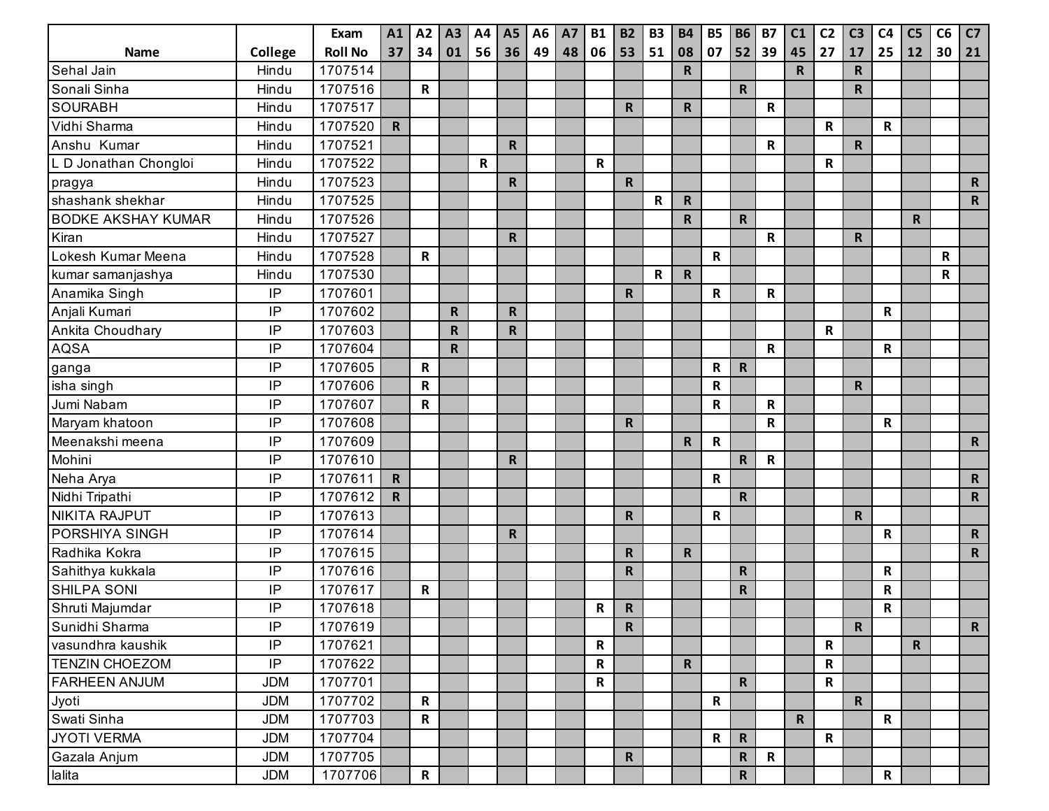| Name | College | Exam Roll No | A1 37 | A2 34 | A3 01 | A4 56 | A5 36 | A6 49 | A7 48 | B1 06 | B2 53 | B3 51 | B4 08 | B5 07 | B6 52 | B7 39 | C1 45 | C2 27 | C3 17 | C4 25 | C5 12 | C6 30 | C7 21 |
|---|---|---|---|---|---|---|---|---|---|---|---|---|---|---|---|---|---|---|---|---|---|---|---|
| Sehal Jain | Hindu | 1707514 | | | | | | | | | | | R | | | | R | | R | | | | |
| Sonali Sinha | Hindu | 1707516 | | R | | | | | | | | | | | R | | | | R | | | | |
| SOURABH | Hindu | 1707517 | | | | | | | | | R | | R | | | R | | | | | | | |
| Vidhi Sharma | Hindu | 1707520 | R | | | | | | | | | | | | | | | R | | R | | | |
| Anshu Kumar | Hindu | 1707521 | | | | | R | | | | | | | | | R | | | R | | | | |
| L D Jonathan Chongloi | Hindu | 1707522 | | | | R | | | | R | | | | | | | | R | | | | | |
| pragya | Hindu | 1707523 | | | | | R | | | | R | | | | | | | | | | | | R |
| shashank shekhar | Hindu | 1707525 | | | | | | | | | | R | R | | | | | | | | | | R |
| BODKE AKSHAY KUMAR | Hindu | 1707526 | | | | | | | | | | | R | | R | | | | | | R | | |
| Kiran | Hindu | 1707527 | | | | | R | | | | | | | | | R | | | R | | | | |
| Lokesh Kumar Meena | Hindu | 1707528 | | R | | | | | | | | | | R | | | | | | | | R | |
| kumar samanjashya | Hindu | 1707530 | | | | | | | | | | R | R | | | | | | | | | R | |
| Anamika Singh | IP | 1707601 | | | | | | | | | R | | | R | | R | | | | | | | |
| Anjali Kumari | IP | 1707602 | | | R | | R | | | | | | | | | | | | | R | | | |
| Ankita Choudhary | IP | 1707603 | | | R | | R | | | | | | | | | | | R | | | | | |
| AQSA | IP | 1707604 | | | R | | | | | | | | | | | R | | | | R | | | |
| ganga | IP | 1707605 | | R | | | | | | | | | | R | R | | | | | | | | |
| isha singh | IP | 1707606 | | R | | | | | | | | | | R | | | | | R | | | | |
| Jumi Nabam | IP | 1707607 | | R | | | | | | | | | | R | | R | | | | | | | |
| Maryam khatoon | IP | 1707608 | | | | | | | | | R | | | | | R | | | | R | | | |
| Meenakshi meena | IP | 1707609 | | | | | | | | | | | R | R | | | | | | | | | R |
| Mohini | IP | 1707610 | | | | | R | | | | | | | | R | R | | | | | | | |
| Neha Arya | IP | 1707611 | R | | | | | | | | | | | R | | | | | | | | | R |
| Nidhi Tripathi | IP | 1707612 | R | | | | | | | | | | | | R | | | | | | | | R |
| NIKITA RAJPUT | IP | 1707613 | | | | | | | | | R | | | R | | | | | R | | | | |
| PORSHIYA SINGH | IP | 1707614 | | | | | R | | | | | | | | | | | | | R | | | R |
| Radhika Kokra | IP | 1707615 | | | | | | | | | R | | R | | | | | | | | | | R |
| Sahithya kukkala | IP | 1707616 | | | | | | | | | R | | | | R | | | | | R | | | |
| SHILPA SONI | IP | 1707617 | | R | | | | | | | | | | | R | | | | | R | | | |
| Shruti Majumdar | IP | 1707618 | | | | | | | | R | R | | | | | | | | | R | | | |
| Sunidhi Sharma | IP | 1707619 | | | | | | | | | R | | | | | | | | R | | | | R |
| vasundhra kaushik | IP | 1707621 | | | | | | | | R | | | | | | | | R | | | R | | |
| TENZIN CHOEZOM | IP | 1707622 | | | | | | | | R | | | R | | | | | R | | | | | |
| FARHEEN ANJUM | JDM | 1707701 | | | | | | | | R | | | | | R | | | R | | | | | |
| Jyoti | JDM | 1707702 | | R | | | | | | | | | | R | | | | | R | | | | |
| Swati Sinha | JDM | 1707703 | | R | | | | | | | | | | | | | R | | | R | | | |
| JYOTI VERMA | JDM | 1707704 | | | | | | | | | | | | R | R | | | R | | | | | |
| Gazala Anjum | JDM | 1707705 | | | | | | | | | R | | | | R | R | | | | | | | |
| lalita | JDM | 1707706 | | R | | | | | | | | | | | R | | | | | R | | | |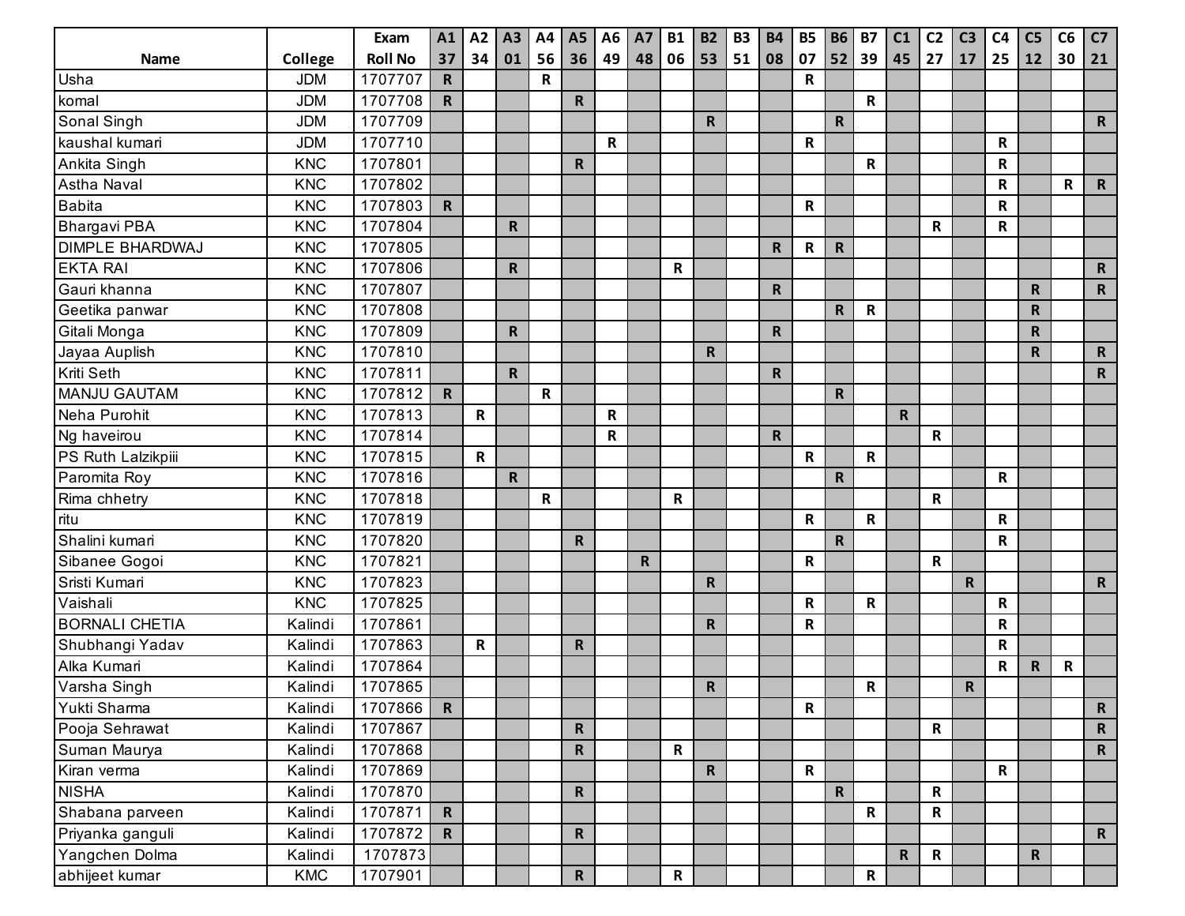| | | Exam | A1 | A2 | A3 | A4 | A5 | A6 | A7 | B1 | B2 | B3 | B4 | B5 | B6 | B7 | C1 | C2 | C3 | C4 | C5 | C6 | C7 |
|---|---|---|---|---|---|---|---|---|---|---|---|---|---|---|---|---|---|---|---|---|---|---|---|
| **Name** | **College** | **Roll No** | **37** | **34** | **01** | **56** | **36** | **49** | **48** | **06** | **53** | **51** | **08** | **07** | **52** | **39** | **45** | **27** | **17** | **25** | **12** | **30** | **21** |
| Usha | JDM | 1707707 | R | | | R | | | | | | | | R | | | | | | | | | |
| komal | JDM | 1707708 | R | | | | R | | | | | | | | | R | | | | | | | |
| Sonal Singh | JDM | 1707709 | | | | | | | | | R | | | | R | | | | | | | | R |
| kaushal kumari | JDM | 1707710 | | | | | | R | | | | | | R | | | | | | R | | | |
| Ankita Singh | KNC | 1707801 | | | | | R | | | | | | | | | R | | | | R | | | |
| Astha Naval | KNC | 1707802 | | | | | | | | | | | | | | | | | | R | | R | R |
| Babita | KNC | 1707803 | R | | | | | | | | | | | R | | | | | | R | | | |
| Bhargavi PBA | KNC | 1707804 | | | R | | | | | | | | | | | | | R | | R | | | |
| DIMPLE BHARDWAJ | KNC | 1707805 | | | | | | | | | | | R | R | R | | | | | | | | |
| EKTA RAI | KNC | 1707806 | | | R | | | | | R | | | | | | | | | | | | | R |
| Gauri khanna | KNC | 1707807 | | | | | | | | | | | R | | | | | | | | R | | R |
| Geetika panwar | KNC | 1707808 | | | | | | | | | | | | | R | R | | | | | R | | |
| Gitali Monga | KNC | 1707809 | | | R | | | | | | | | R | | | | | | | | R | | |
| Jayaa Auplish | KNC | 1707810 | | | | | | | | | R | | | | | | | | | | R | | R |
| Kriti Seth | KNC | 1707811 | | | R | | | | | | | | R | | | | | | | | | | R |
| MANJU GAUTAM | KNC | 1707812 | R | | | R | | | | | | | | | R | | | | | | | | |
| Neha Purohit | KNC | 1707813 | | R | | | | R | | | | | | | | | R | | | | | | |
| Ng haveirou | KNC | 1707814 | | | | | | R | | | | | R | | | | | R | | | | | |
| PS Ruth Lalzikpiii | KNC | 1707815 | | R | | | | | | | | | | R | | R | | | | | | | |
| Paromita Roy | KNC | 1707816 | | | R | | | | | | | | | | R | | | | | R | | | |
| Rima chhetry | KNC | 1707818 | | | | R | | | | R | | | | | | | | R | | | | | |
| ritu | KNC | 1707819 | | | | | | | | | | | | R | | R | | | | R | | | |
| Shalini kumari | KNC | 1707820 | | | | | R | | | | | | | | R | | | | | R | | | |
| Sibanee Gogoi | KNC | 1707821 | | | | | | | R | | | | | R | | | | R | | | | | |
| Sristi Kumari | KNC | 1707823 | | | | | | | | | R | | | | | | | | R | | | | R |
| Vaishali | KNC | 1707825 | | | | | | | | | | | | R | | R | | | | R | | | |
| BORNALI CHETIA | Kalindi | 1707861 | | | | | | | | | R | | | R | | | | | | R | | | |
| Shubhangi Yadav | Kalindi | 1707863 | | R | | | R | | | | | | | | | | | | | R | | | |
| Alka Kumari | Kalindi | 1707864 | | | | | | | | | | | | | | | | | | R | R | R | |
| Varsha Singh | Kalindi | 1707865 | | | | | | | | | R | | | | | R | | | R | | | | |
| Yukti Sharma | Kalindi | 1707866 | R | | | | | | | | | | | R | | | | | | | | | R |
| Pooja Sehrawat | Kalindi | 1707867 | | | | | R | | | | | | | | | | | R | | | | | R |
| Suman Maurya | Kalindi | 1707868 | | | | | R | | | R | | | | | | | | | | | | | R |
| Kiran verma | Kalindi | 1707869 | | | | | | | | | R | | | R | | | | | | R | | | |
| NISHA | Kalindi | 1707870 | | | | | R | | | | | | | | R | | | R | | | | | |
| Shabana parveen | Kalindi | 1707871 | R | | | | | | | | | | | | | R | | R | | | | | |
| Priyanka ganguli | Kalindi | 1707872 | R | | | | R | | | | | | | | | | | | | | | | R |
| Yangchen Dolma | Kalindi | 1707873 | | | | | | | | | | | | | | | R | R | | | R | | |
| abhijeet kumar | KMC | 1707901 | | | | | R | | | R | | | | | | R | | | | | | | |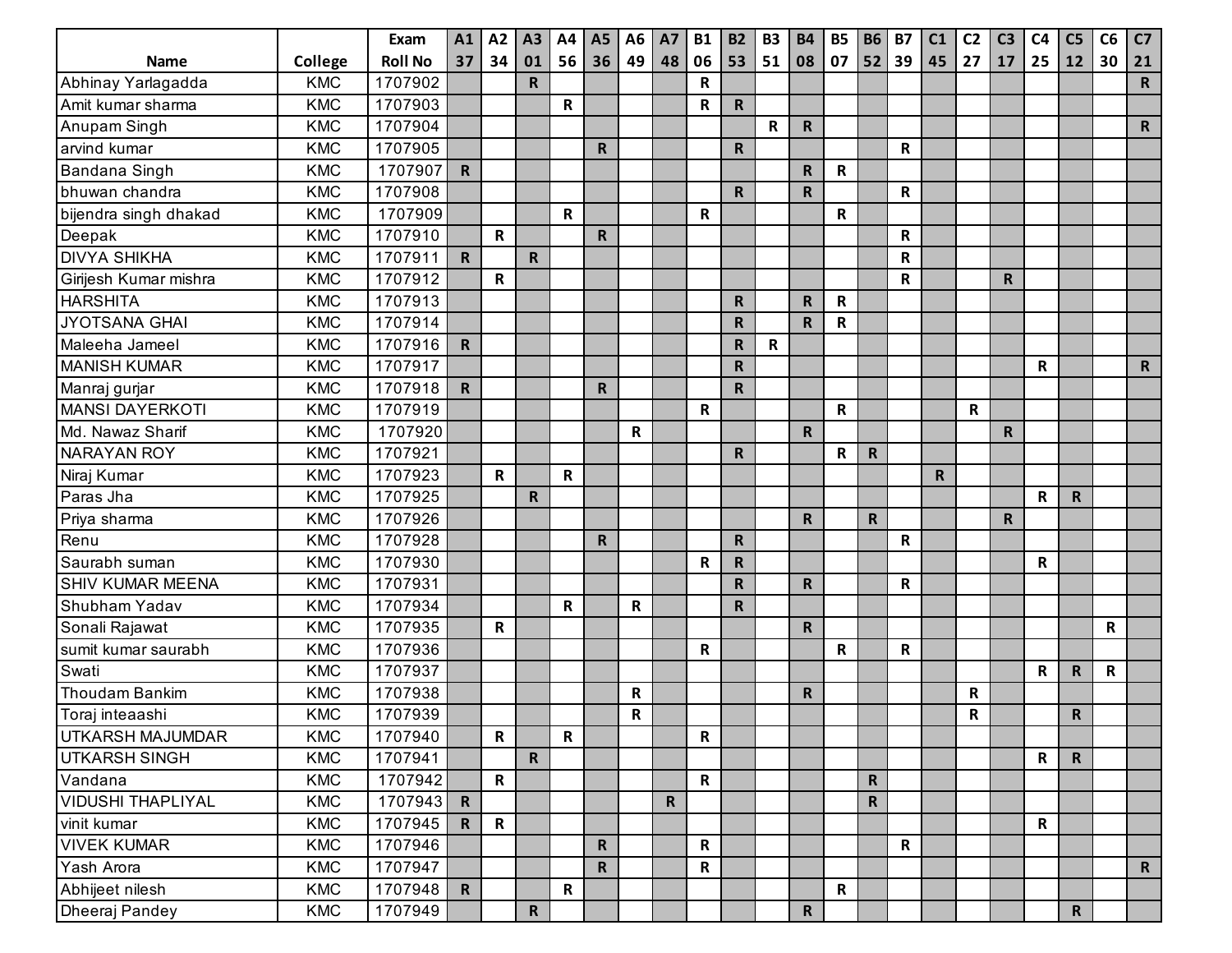| Name | College | Exam Roll No | A1 37 | A2 34 | A3 01 | A4 56 | A5 36 | A6 49 | A7 48 | B1 06 | B2 53 | B3 51 | B4 08 | B5 07 | B6 52 | B7 39 | C1 45 | C2 27 | C3 17 | C4 25 | C5 12 | C6 30 | C7 21 |
|---|---|---|---|---|---|---|---|---|---|---|---|---|---|---|---|---|---|---|---|---|---|---|---|
| Abhinay Yarlagadda | KMC | 1707902 | | | R | | | | | R | | | | | | | | | | | | | R |
| Amit kumar sharma | KMC | 1707903 | | | | R | | | | R | R | | | | | | | | | | | | |
| Anupam Singh | KMC | 1707904 | | | | | | | | | | R | R | | | | | | | | | | R |
| arvind kumar | KMC | 1707905 | | | | | R | | | | R | | | | | R | | | | | | | |
| Bandana Singh | KMC | 1707907 | R | | | | | | | | | | R | R | | | | | | | | | |
| bhuwan chandra | KMC | 1707908 | | | | | | | | | R | | R | | | R | | | | | | | |
| bijendra singh dhakad | KMC | 1707909 | | | | R | | | | R | | | | R | | | | | | | | | |
| Deepak | KMC | 1707910 | | R | | | R | | | | | | | | | R | | | | | | | |
| DIVYA SHIKHA | KMC | 1707911 | R | | R | | | | | | | | | | | R | | | | | | | |
| Girijesh Kumar mishra | KMC | 1707912 | | R | | | | | | | | | | | | R | | | R | | | | |
| HARSHITA | KMC | 1707913 | | | | | | | | | R | | R | R | | | | | | | | | |
| JYOTSANA GHAI | KMC | 1707914 | | | | | | | | | R | | R | R | | | | | | | | | |
| Maleeha Jameel | KMC | 1707916 | R | | | | | | | | R | R | | | | | | | | | | | |
| MANISH KUMAR | KMC | 1707917 | | | | | | | | | R | | | | | | | | | R | | | R |
| Manraj gurjar | KMC | 1707918 | R | | | | R | | | | R | | | | | | | | | | | | |
| MANSI DAYERKOTI | KMC | 1707919 | | | | | | | | R | | | | R | | | | R | | | | | |
| Md. Nawaz Sharif | KMC | 1707920 | | | | | | R | | | | | R | | | | | | R | | | | |
| NARAYAN ROY | KMC | 1707921 | | | | | | | | | R | | | R | R | | | | | | | | |
| Niraj Kumar | KMC | 1707923 | | R | | R | | | | | | | | | | | R | | | | | | |
| Paras Jha | KMC | 1707925 | | | R | | | | | | | | | | | | | | | R | R | | |
| Priya sharma | KMC | 1707926 | | | | | | | | | | | R | | R | | | | R | | | | |
| Renu | KMC | 1707928 | | | | | R | | | | R | | | | | R | | | | | | | |
| Saurabh suman | KMC | 1707930 | | | | | | | | R | R | | | | | | | | | R | | | |
| SHIV KUMAR MEENA | KMC | 1707931 | | | | | | | | | R | | R | | | R | | | | | | | |
| Shubham Yadav | KMC | 1707934 | | | | R | | R | | | R | | | | | | | | | | | | |
| Sonali Rajawat | KMC | 1707935 | | R | | | | | | | | | R | | | | | | | | | R | |
| sumit kumar saurabh | KMC | 1707936 | | | | | | | | R | | | | R | | R | | | | | | | |
| Swati | KMC | 1707937 | | | | | | | | | | | | | | | | | | R | R | R | |
| Thoudam Bankim | KMC | 1707938 | | | | | | R | | | | | R | | | | | R | | | | | |
| Toraj inteaashi | KMC | 1707939 | | | | | | R | | | | | | | | | | R | | | R | | |
| UTKARSH MAJUMDAR | KMC | 1707940 | | R | | R | | | | R | | | | | | | | | | | | | |
| UTKARSH SINGH | KMC | 1707941 | | | R | | | | | | | | | | | | | | | R | R | | |
| Vandana | KMC | 1707942 | | R | | | | | | R | | | | | R | | | | | | | | |
| VIDUSHI THAPLIYAL | KMC | 1707943 | R | | | | | | R | | | | | | R | | | | | | | | |
| vinit kumar | KMC | 1707945 | R | R | | | | | | | | | | | | | | | | R | | | |
| VIVEK KUMAR | KMC | 1707946 | | | | | R | | | R | | | | | | R | | | | | | | |
| Yash Arora | KMC | 1707947 | | | | | R | | | R | | | | | | | | | | | | | R |
| Abhijeet nilesh | KMC | 1707948 | R | | | R | | | | | | | | R | | | | | | | | | |
| Dheeraj Pandey | KMC | 1707949 | | | R | | | | | | | | R | | | | | | | | R | | |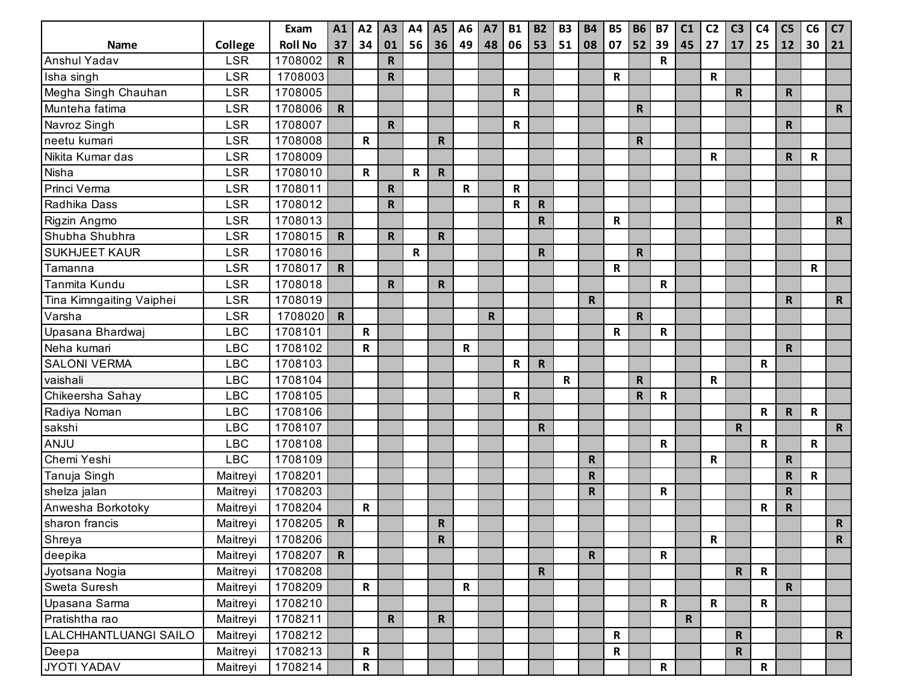| Name | College | Exam Roll No | A1 37 | A2 34 | A3 01 | A4 56 | A5 36 | A6 49 | A7 48 | B1 06 | B2 53 | B3 51 | B4 08 | B5 07 | B6 52 | B7 39 | C1 45 | C2 27 | C3 17 | C4 25 | C5 12 | C6 30 | C7 21 |
|---|---|---|---|---|---|---|---|---|---|---|---|---|---|---|---|---|---|---|---|---|---|---|---|
| Anshul Yadav | LSR | 1708002 | R | | R | | | | | | | | | | | R | | | | | | | |
| Isha singh | LSR | 1708003 | | | R | | | | | | | | | R | | | | R | | | | | |
| Megha Singh Chauhan | LSR | 1708005 | | | | | | | | R | | | | | | | | | R | | R | | |
| Munteha fatima | LSR | 1708006 | R | | | | | | | | | | | | R | | | | | | | | R |
| Navroz Singh | LSR | 1708007 | | | R | | | | | R | | | | | | | | | | | R | | |
| neetu kumari | LSR | 1708008 | | R | | | R | | | | | | | | R | | | | | | | | |
| Nikita Kumar das | LSR | 1708009 | | | | | | | | | | | | | | | | R | | | R | R | |
| Nisha | LSR | 1708010 | | R | | R | R | | | | | | | | | | | | | | | | |
| Princi Verma | LSR | 1708011 | | | R | | | R | | R | | | | | | | | | | | | | |
| Radhika Dass | LSR | 1708012 | | | R | | | | | R | R | | | | | | | | | | | | |
| Rigzin Angmo | LSR | 1708013 | | | | | | | | | R | | | R | | | | | | | | | R |
| Shubha Shubhra | LSR | 1708015 | R | | R | | R | | | | | | | | | | | | | | | | |
| SUKHJEET KAUR | LSR | 1708016 | | | | R | | | | | R | | | | R | | | | | | | | |
| Tamanna | LSR | 1708017 | R | | | | | | | | | | | R | | | | | | | | R | |
| Tanmita Kundu | LSR | 1708018 | | | R | | R | | | | | | | | | R | | | | | | | |
| Tina Kimngaiting Vaiphei | LSR | 1708019 | | | | | | | | | | | R | | | | | | | | R | | R |
| Varsha | LSR | 1708020 | R | | | | | | R | | | | | | R | | | | | | | | |
| Upasana Bhardwaj | LBC | 1708101 | | R | | | | | | | | | | R | | R | | | | | | | |
| Neha kumari | LBC | 1708102 | | R | | | | R | | | | | | | | | | | | | R | | |
| SALONI VERMA | LBC | 1708103 | | | | | | | | R | R | | | | | | | | | R | | | |
| vaishali | LBC | 1708104 | | | | | | | | | | R | | | R | | | R | | | | | |
| Chikeersha Sahay | LBC | 1708105 | | | | | | | | R | | | | | R | R | | | | | | | |
| Radiya Noman | LBC | 1708106 | | | | | | | | | | | | | | | | | | R | R | R | |
| sakshi | LBC | 1708107 | | | | | | | | | R | | | | | | | | R | | | | R |
| ANJU | LBC | 1708108 | | | | | | | | | | | | | | R | | | | R | | R | |
| Chemi Yeshi | LBC | 1708109 | | | | | | | | | | | R | | | | | R | | | R | | |
| Tanuja Singh | Maitreyi | 1708201 | | | | | | | | | | | R | | | | | | | | R | R | |
| shelza jalan | Maitreyi | 1708203 | | | | | | | | | | | R | | | R | | | | | R | | |
| Anwesha Borkotoky | Maitreyi | 1708204 | | R | | | | | | | | | | | | | | | | R | R | | |
| sharon francis | Maitreyi | 1708205 | R | | | | R | | | | | | | | | | | | | | | | R |
| Shreya | Maitreyi | 1708206 | | | | | R | | | | | | | | | | | R | | | | | R |
| deepika | Maitreyi | 1708207 | R | | | | | | | | | | R | | | R | | | | | | | |
| Jyotsana Nogia | Maitreyi | 1708208 | | | | | | | | | R | | | | | | | | R | R | | | |
| Sweta Suresh | Maitreyi | 1708209 | | R | | | | R | | | | | | | | | | | | | R | | |
| Upasana Sarma | Maitreyi | 1708210 | | | | | | | | | | | | | | R | | R | | R | | | |
| Pratishtha rao | Maitreyi | 1708211 | | | R | | R | | | | | | | | | | R | | | | | | |
| LALCHHANTLUANGI SAILO | Maitreyi | 1708212 | | | | | | | | | | | | R | | | | | R | | | | R |
| Deepa | Maitreyi | 1708213 | | R | | | | | | | | | | R | | | | | R | | | | |
| JYOTI YADAV | Maitreyi | 1708214 | | R | | | | | | | | | | | | R | | | | R | | | |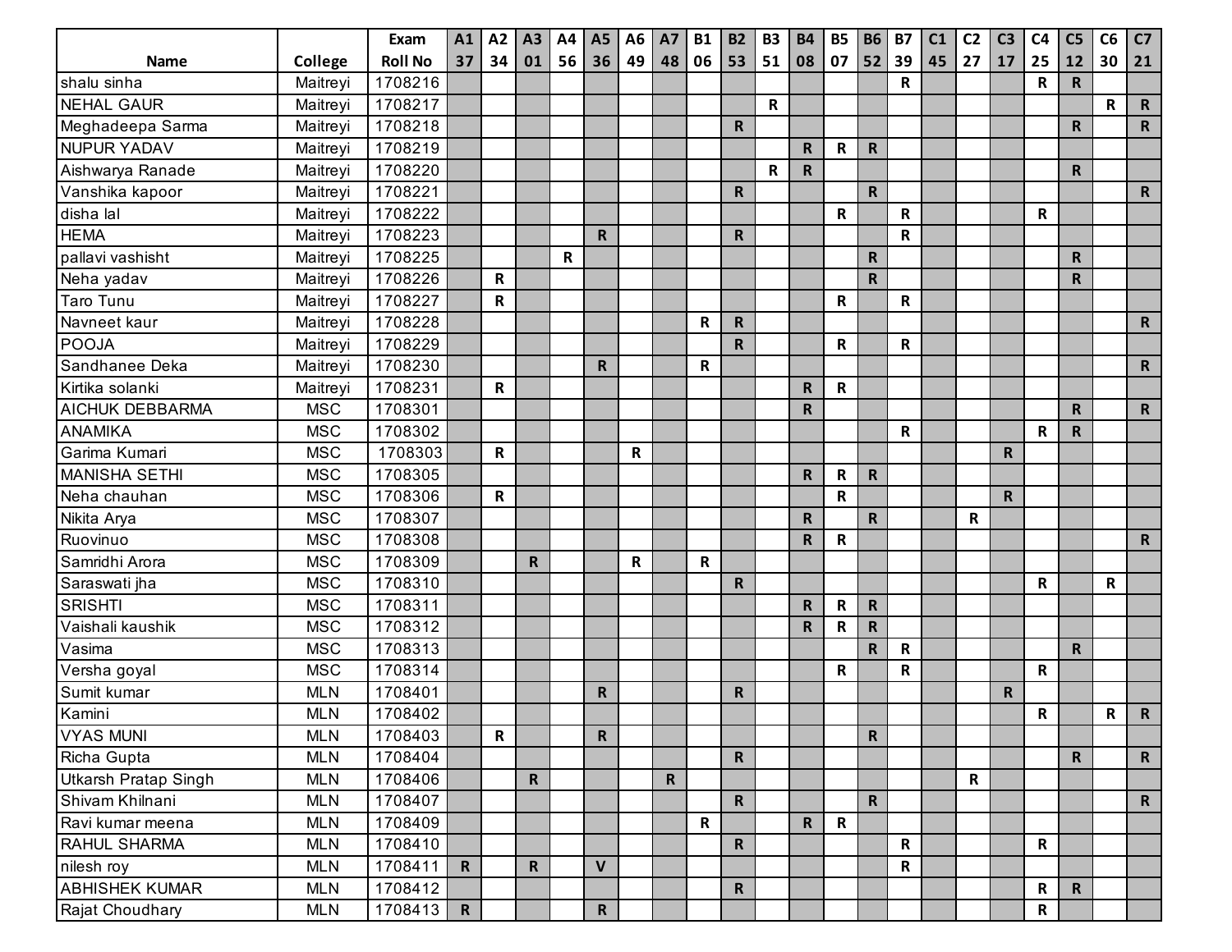| Name | College | Exam Roll No | A1 37 | A2 34 | A3 01 | A4 56 | A5 36 | A6 49 | A7 48 | B1 06 | B2 53 | B3 51 | B4 08 | B5 07 | B6 52 | B7 39 | C1 45 | C2 27 | C3 17 | C4 25 | C5 12 | C6 30 | C7 21 |
|---|---|---|---|---|---|---|---|---|---|---|---|---|---|---|---|---|---|---|---|---|---|---|---|
| shalu sinha | Maitreyi | 1708216 | | | | | | | | | | | | | | R | | | | R | R | | |
| NEHAL GAUR | Maitreyi | 1708217 | | | | | | | | | | R | | | | | | | | | | R | R |
| Meghadeepa Sarma | Maitreyi | 1708218 | | | | | | | | | R | | | | | | | | | | R | | R |
| NUPUR YADAV | Maitreyi | 1708219 | | | | | | | | | | | R | R | R | | | | | | | | |
| Aishwarya Ranade | Maitreyi | 1708220 | | | | | | | | | | R | R | | | | | | | | R | | |
| Vanshika kapoor | Maitreyi | 1708221 | | | | | | | | | R | | | | R | | | | | | | | R |
| disha lal | Maitreyi | 1708222 | | | | | | | | | | | | R | | R | | | | R | | | |
| HEMA | Maitreyi | 1708223 | | | | | R | | | | R | | | | | R | | | | | | | |
| pallavi vashisht | Maitreyi | 1708225 | | | | R | | | | | | | | | R | | | | | | R | | |
| Neha yadav | Maitreyi | 1708226 | | R | | | | | | | | | | | R | | | | | | R | | |
| Taro Tunu | Maitreyi | 1708227 | | R | | | | | | | | | | R | | R | | | | | | | |
| Navneet kaur | Maitreyi | 1708228 | | | | | | | | R | R | | | | | | | | | | | | R |
| POOJA | Maitreyi | 1708229 | | | | | | | | | R | | | R | | R | | | | | | | |
| Sandhanee Deka | Maitreyi | 1708230 | | | | | R | | | R | | | | | | | | | | | | | R |
| Kirtika solanki | Maitreyi | 1708231 | | R | | | | | | | | | R | R | | | | | | | | | |
| AICHUK DEBBARMA | MSC | 1708301 | | | | | | | | | | | R | | | | | | | | R | | R |
| ANAMIKA | MSC | 1708302 | | | | | | | | | | | | | | R | | | | R | R | | |
| Garima Kumari | MSC | 1708303 | | R | | | | R | | | | | | | | | | | R | | | | |
| MANISHA SETHI | MSC | 1708305 | | | | | | | | | | | R | R | R | | | | | | | | |
| Neha chauhan | MSC | 1708306 | | R | | | | | | | | | | R | | | | | R | | | | |
| Nikita Arya | MSC | 1708307 | | | | | | | | | | | R | | R | | | R | | | | | |
| Ruovinuo | MSC | 1708308 | | | | | | | | | | | R | R | | | | | | | | | R |
| Samridhi Arora | MSC | 1708309 | | | R | | | R | | R | | | | | | | | | | | | | |
| Saraswati jha | MSC | 1708310 | | | | | | | | | R | | | | | | | | | R | | R | |
| SRISHTI | MSC | 1708311 | | | | | | | | | | | R | R | R | | | | | | | | |
| Vaishali kaushik | MSC | 1708312 | | | | | | | | | | | R | R | R | | | | | | | | |
| Vasima | MSC | 1708313 | | | | | | | | | | | | | R | R | | | | | R | | |
| Versha goyal | MSC | 1708314 | | | | | | | | | | | | R | | R | | | | R | | | |
| Sumit kumar | MLN | 1708401 | | | | | R | | | | R | | | | | | | | R | | | | |
| Kamini | MLN | 1708402 | | | | | | | | | | | | | | | | | | R | | R | R |
| VYAS MUNI | MLN | 1708403 | | R | | | R | | | | | | | | R | | | | | | | | |
| Richa Gupta | MLN | 1708404 | | | | | | | | | R | | | | | | | | | | R | | R |
| Utkarsh Pratap Singh | MLN | 1708406 | | | R | | | | R | | | | | | | | | R | | | | | |
| Shivam Khilnani | MLN | 1708407 | | | | | | | | | R | | | | R | | | | | | | | R |
| Ravi kumar meena | MLN | 1708409 | | | | | | | | R | | | R | R | | | | | | | | | |
| RAHUL SHARMA | MLN | 1708410 | | | | | | | | | R | | | | | R | | | | R | | | |
| nilesh roy | MLN | 1708411 | R | | R | | V | | | | | | | | | R | | | | | | | |
| ABHISHEK KUMAR | MLN | 1708412 | | | | | | | | | R | | | | | | | | | R | R | | |
| Rajat Choudhary | MLN | 1708413 | R | | | | R | | | | | | | | | | | | | R | | | |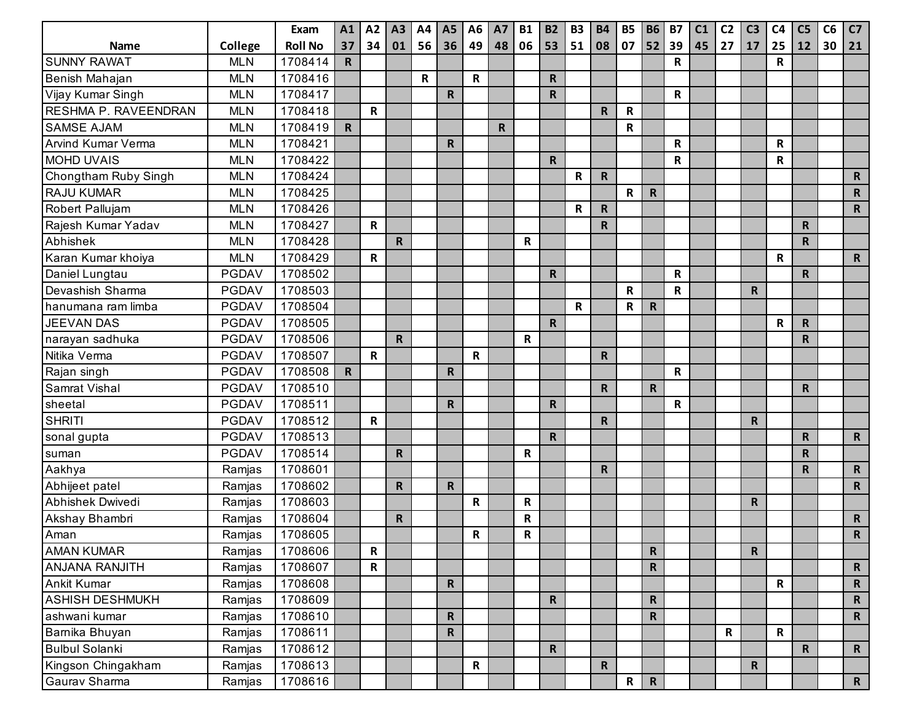| Name | College | Exam Roll No | A1 37 | A2 34 | A3 01 | A4 56 | A5 36 | A6 49 | A7 48 | B1 06 | B2 53 | B3 51 | B4 08 | B5 07 | B6 52 | B7 39 | C1 45 | C2 27 | C3 17 | C4 25 | C5 12 | C6 30 | C7 21 |
|---|---|---|---|---|---|---|---|---|---|---|---|---|---|---|---|---|---|---|---|---|---|---|---|
| SUNNY RAWAT | MLN | 1708414 | R | | | | | | | | | | | | | R | | | | R | | | |
| Benish Mahajan | MLN | 1708416 | | | | R | | R | | | R | | | | | | | | | | | | |
| Vijay Kumar Singh | MLN | 1708417 | | | | | R | | | | R | | | | | R | | | | | | | |
| RESHMA P. RAVEENDRAN | MLN | 1708418 | | R | | | | | | | | | R | R | | | | | | | | | |
| SAMSE AJAM | MLN | 1708419 | R | | | | | | R | | | | | R | | | | | | | | | |
| Arvind Kumar Verma | MLN | 1708421 | | | | | R | | | | | | | | | R | | | | R | | | |
| MOHD UVAIS | MLN | 1708422 | | | | | | | | | R | | | | | R | | | | R | | | |
| Chongtham Ruby Singh | MLN | 1708424 | | | | | | | | | | R | R | | | | | | | | | | R |
| RAJU KUMAR | MLN | 1708425 | | | | | | | | | | | | R | R | | | | | | | | R |
| Robert Pallujam | MLN | 1708426 | | | | | | | | | | R | R | | | | | | | | | | R |
| Rajesh Kumar Yadav | MLN | 1708427 | | R | | | | | | | | | R | | | | | | | | R | | |
| Abhishek | MLN | 1708428 | | | R | | | | | R | | | | | | | | | | | R | | |
| Karan Kumar khoiya | MLN | 1708429 | | R | | | | | | | | | | | | | | | | R | | | R |
| Daniel Lungtau | PGDAV | 1708502 | | | | | | | | | R | | | | | R | | | | | R | | |
| Devashish Sharma | PGDAV | 1708503 | | | | | | | | | | | | R | | R | | | R | | | | |
| hanumana ram limba | PGDAV | 1708504 | | | | | | | | | | R | | R | R | | | | | | | | |
| JEEVAN DAS | PGDAV | 1708505 | | | | | | | | | R | | | | | | | | | R | R | | |
| narayan sadhuka | PGDAV | 1708506 | | | R | | | | | R | | | | | | | | | | | R | | |
| Nitika Verma | PGDAV | 1708507 | | R | | | | R | | | | | R | | | | | | | | | | |
| Rajan singh | PGDAV | 1708508 | R | | | | R | | | | | | | | | R | | | | | | | |
| Samrat Vishal | PGDAV | 1708510 | | | | | | | | | | | R | | R | | | | | | R | | |
| sheetal | PGDAV | 1708511 | | | | | R | | | | R | | | | | R | | | | | | | |
| SHRITI | PGDAV | 1708512 | | R | | | | | | | | | R | | | | | | R | | | | |
| sonal gupta | PGDAV | 1708513 | | | | | | | | | R | | | | | | | | | | R | | R |
| suman | PGDAV | 1708514 | | | R | | | | | R | | | | | | | | | | | R | | |
| Aakhya | Ramjas | 1708601 | | | | | | | | | | | R | | | | | | | | R | | R |
| Abhijeet patel | Ramjas | 1708602 | | | R | | R | | | | | | | | | | | | | | | | R |
| Abhishek Dwivedi | Ramjas | 1708603 | | | | | | R | | R | | | | | | | | | R | | | | |
| Akshay Bhambri | Ramjas | 1708604 | | | R | | | | | R | | | | | | | | | | | | | R |
| Aman | Ramjas | 1708605 | | | | | | R | | R | | | | | | | | | | | | | R |
| AMAN KUMAR | Ramjas | 1708606 | | R | | | | | | | | | | | R | | | | R | | | | |
| ANJANA RANJITH | Ramjas | 1708607 | | R | | | | | | | | | | | R | | | | | | | | R |
| Ankit Kumar | Ramjas | 1708608 | | | | | R | | | | | | | | | | | | | R | | | R |
| ASHISH DESHMUKH | Ramjas | 1708609 | | | | | | | | | R | | | | R | | | | | | | | R |
| ashwani kumar | Ramjas | 1708610 | | | | | R | | | | | | | | R | | | | | | | | R |
| Barnika Bhuyan | Ramjas | 1708611 | | | | | R | | | | | | | | | | | R | | R | | | |
| Bulbul Solanki | Ramjas | 1708612 | | | | | | | | | R | | | | | | | | | | R | | R |
| Kingson Chingakham | Ramjas | 1708613 | | | | | | R | | | | | R | | | | | | R | | | | |
| Gaurav Sharma | Ramjas | 1708616 | | | | | | | | | | | | R | R | | | | | | | | R |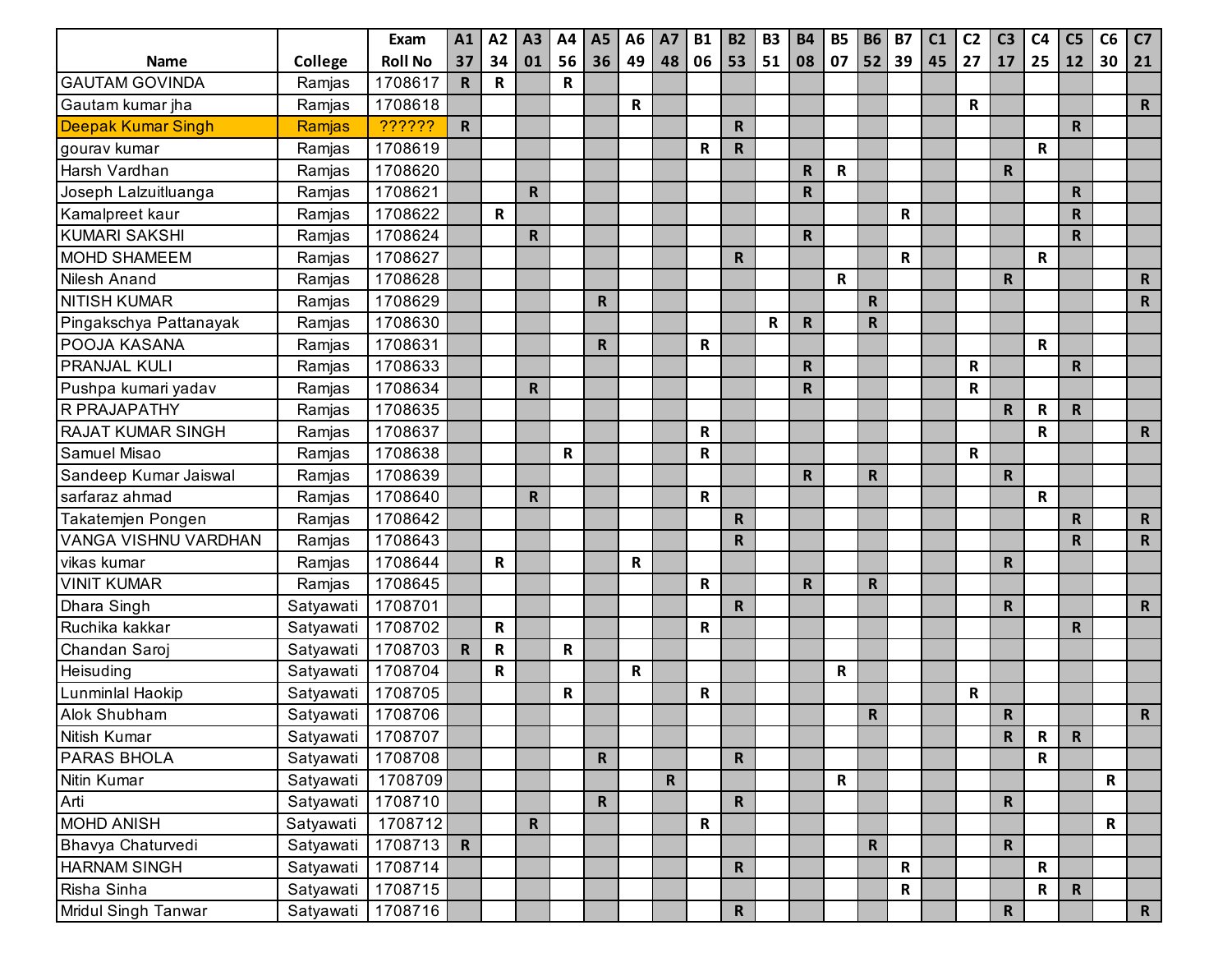| Name | College | Exam Roll No | A1 37 | A2 34 | A3 01 | A4 56 | A5 36 | A6 49 | A7 48 | B1 06 | B2 53 | B3 51 | B4 08 | B5 07 | B6 52 | B7 39 | C1 45 | C2 27 | C3 17 | C4 25 | C5 12 | C6 30 | C7 21 |
|---|---|---|---|---|---|---|---|---|---|---|---|---|---|---|---|---|---|---|---|---|---|---|---|
| GAUTAM GOVINDA | Ramjas | 1708617 | R | R | | R | | | | | | | | | | | | | | | | | |
| Gautam kumar jha | Ramjas | 1708618 | | | | | | R | | | | | | | | | | R | | | | | R |
| Deepak Kumar Singh | Ramjas | ?????? | R | | | | | | | | R | | | | | | | | | | R | | |
| gourav kumar | Ramjas | 1708619 | | | | | | | | R | R | | | | | | | | | R | | | |
| Harsh Vardhan | Ramjas | 1708620 | | | | | | | | | | | R | R | | | | | R | | | | |
| Joseph Lalzuitluanga | Ramjas | 1708621 | | | R | | | | | | | | R | | | | | | | | R | | |
| Kamalpreet kaur | Ramjas | 1708622 | | R | | | | | | | | | | | | R | | | | | R | | |
| KUMARI SAKSHI | Ramjas | 1708624 | | | R | | | | | | | | R | | | | | | | | R | | |
| MOHD SHAMEEM | Ramjas | 1708627 | | | | | | | | | R | | | | | R | | | | R | | | |
| Nilesh Anand | Ramjas | 1708628 | | | | | | | | | | | | R | | | | | R | | | | R |
| NITISH KUMAR | Ramjas | 1708629 | | | | | R | | | | | | | | R | | | | | | | | R |
| Pingakschya Pattanayak | Ramjas | 1708630 | | | | | | | | | | R | R | | R | | | | | | | | |
| POOJA KASANA | Ramjas | 1708631 | | | | | R | | | R | | | | | | | | | | R | | | |
| PRANJAL KULI | Ramjas | 1708633 | | | | | | | | | | | R | | | | | R | | | R | | |
| Pushpa kumari yadav | Ramjas | 1708634 | | | R | | | | | | | | R | | | | | R | | | | | |
| R PRAJAPATHY | Ramjas | 1708635 | | | | | | | | | | | | | | | | | R | R | R | | |
| RAJAT KUMAR SINGH | Ramjas | 1708637 | | | | | | | | R | | | | | | | | | | R | | | R |
| Samuel Misao | Ramjas | 1708638 | | | | R | | | | R | | | | | | | | R | | | | | |
| Sandeep Kumar Jaiswal | Ramjas | 1708639 | | | | | | | | | | | R | | R | | | | R | | | | |
| sarfaraz ahmad | Ramjas | 1708640 | | | R | | | | | R | | | | | | | | | | R | | | |
| Takatemjen Pongen | Ramjas | 1708642 | | | | | | | | | R | | | | | | | | | | R | | R |
| VANGA VISHNU VARDHAN | Ramjas | 1708643 | | | | | | | | | R | | | | | | | | | | R | | R |
| vikas kumar | Ramjas | 1708644 | | R | | | | R | | | | | | | | | | | R | | | | |
| VINIT KUMAR | Ramjas | 1708645 | | | | | | | | R | | | R | | R | | | | | | | | |
| Dhara Singh | Satyawati | 1708701 | | | | | | | | | R | | | | | | | | R | | | | R |
| Ruchika kakkar | Satyawati | 1708702 | | R | | | | | | R | | | | | | | | | | | R | | |
| Chandan Saroj | Satyawati | 1708703 | R | R | | R | | | | | | | | | | | | | | | | | |
| Heisuding | Satyawati | 1708704 | | R | | | | R | | | | | | R | | | | | | | | | |
| Lunminlal Haokip | Satyawati | 1708705 | | | | R | | | | R | | | | | | | | R | | | | | |
| Alok Shubham | Satyawati | 1708706 | | | | | | | | | | | | | R | | | | R | | | | R |
| Nitish Kumar | Satyawati | 1708707 | | | | | | | | | | | | | | | | | R | R | R | | |
| PARAS BHOLA | Satyawati | 1708708 | | | | | R | | | | R | | | | | | | | | R | | | |
| Nitin Kumar | Satyawati | 1708709 | | | | | | | R | | | | | R | | | | | | | | R | |
| Arti | Satyawati | 1708710 | | | | | R | | | | R | | | | | | | | R | | | | |
| MOHD ANISH | Satyawati | 1708712 | | | R | | | | | R | | | | | | | | | | | | R | |
| Bhavya Chaturvedi | Satyawati | 1708713 | R | | | | | | | | | | | | R | | | | R | | | | |
| HARNAM SINGH | Satyawati | 1708714 | | | | | | | | | R | | | | | R | | | | R | | | |
| Risha Sinha | Satyawati | 1708715 | | | | | | | | | | | | | | R | | | | R | R | | |
| Mridul Singh Tanwar | Satyawati | 1708716 | | | | | | | | | R | | | | | | | | R | | | | R |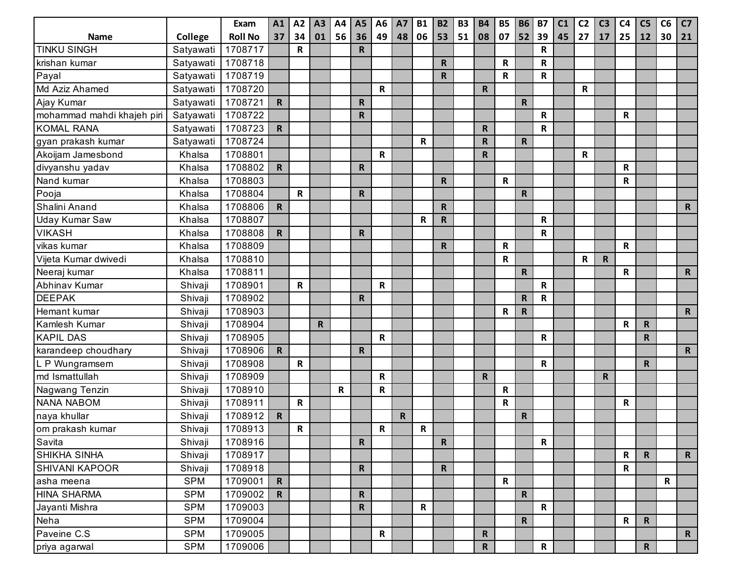| Name | College | Exam Roll No | A1 37 | A2 34 | A3 01 | A4 56 | A5 36 | A6 49 | A7 48 | B1 06 | B2 53 | B3 51 | B4 08 | B5 07 | B6 52 | B7 39 | C1 45 | C2 27 | C3 17 | C4 25 | C5 12 | C6 30 | C7 21 |
|---|---|---|---|---|---|---|---|---|---|---|---|---|---|---|---|---|---|---|---|---|---|---|---|
| TINKU SINGH | Satyawati | 1708717 | | R | | | R | | | | | | | | | R | | | | | | | |
| krishan kumar | Satyawati | 1708718 | | | | | | | | | R | | | R | | R | | | | | | | |
| Payal | Satyawati | 1708719 | | | | | | | | | R | | | R | | R | | | | | | | |
| Md Aziz Ahamed | Satyawati | 1708720 | | | | | | R | | | | | R | | | | | R | | | | | |
| Ajay Kumar | Satyawati | 1708721 | R | | | | R | | | | | | | | R | | | | | | | | |
| mohammad mahdi khajeh piri | Satyawati | 1708722 | | | | | R | | | | | | | | | R | | | | R | | | |
| KOMAL RANA | Satyawati | 1708723 | R | | | | | | | | | | R | | | R | | | | | | | |
| gyan prakash kumar | Satyawati | 1708724 | | | | | | | | R | | | R | | R | | | | | | | | |
| Akoijam Jamesbond | Khalsa | 1708801 | | | | | | R | | | | | R | | | | | R | | | | | |
| divyanshu yadav | Khalsa | 1708802 | R | | | | R | | | | | | | | | | | | | R | | | |
| Nand kumar | Khalsa | 1708803 | | | | | | | | | R | | | R | | | | | | R | | | |
| Pooja | Khalsa | 1708804 | | R | | | R | | | | | | | | R | | | | | | | | |
| Shalini Anand | Khalsa | 1708806 | R | | | | | | | | R | | | | | | | | | | | | R |
| Uday Kumar Saw | Khalsa | 1708807 | | | | | | | | R | R | | | | | R | | | | | | | |
| VIKASH | Khalsa | 1708808 | R | | | | R | | | | | | | | | R | | | | | | | |
| vikas kumar | Khalsa | 1708809 | | | | | | | | | R | | | R | | | | | | R | | | |
| Vijeta Kumar dwivedi | Khalsa | 1708810 | | | | | | | | | | | | R | | | | R | R | | | | |
| Neeraj kumar | Khalsa | 1708811 | | | | | | | | | | | | | R | | | | | R | | | R |
| Abhinav Kumar | Shivaji | 1708901 | | R | | | | R | | | | | | | | R | | | | | | | |
| DEEPAK | Shivaji | 1708902 | | | | | R | | | | | | | | R | R | | | | | | | |
| Hemant kumar | Shivaji | 1708903 | | | | | | | | | | | | R | R | | | | | | | | R |
| Kamlesh Kumar | Shivaji | 1708904 | | | R | | | | | | | | | | | | | | | R | R | | |
| KAPIL DAS | Shivaji | 1708905 | | | | | | R | | | | | | | | R | | | | | R | | |
| karandeep choudhary | Shivaji | 1708906 | R | | | | R | | | | | | | | | | | | | | | | R |
| L P Wungramsem | Shivaji | 1708908 | | R | | | | | | | | | | | | R | | | | | R | | |
| md Ismattullah | Shivaji | 1708909 | | | | | | R | | | | | R | | | | | | R | | | | |
| Nagwang Tenzin | Shivaji | 1708910 | | | | R | | R | | | | | | R | | | | | | | | | |
| NANA NABOM | Shivaji | 1708911 | | R | | | | | | | | | | R | | | | | | R | | | |
| naya khullar | Shivaji | 1708912 | R | | | | | | R | | | | | | R | | | | | | | | |
| om prakash kumar | Shivaji | 1708913 | | R | | | | R | | R | | | | | | | | | | | | | |
| Savita | Shivaji | 1708916 | | | | | R | | | | R | | | | | R | | | | | | | |
| SHIKHA SINHA | Shivaji | 1708917 | | | | | | | | | | | | | | | | | | R | R | | R |
| SHIVANI KAPOOR | Shivaji | 1708918 | | | | | R | | | | R | | | | | | | | | R | | | |
| asha meena | SPM | 1709001 | R | | | | | | | | | | | R | | | | | | | | R | |
| HINA SHARMA | SPM | 1709002 | R | | | | R | | | | | | | | R | | | | | | | | |
| Jayanti Mishra | SPM | 1709003 | | | | | R | | | R | | | | | | R | | | | | | | |
| Neha | SPM | 1709004 | | | | | | | | | | | | | R | | | | | R | R | | |
| Paveine C.S | SPM | 1709005 | | | | | | R | | | | | R | | | | | | | | | | R |
| priya agarwal | SPM | 1709006 | | | | | | | | | | | R | | | R | | | | | R | | |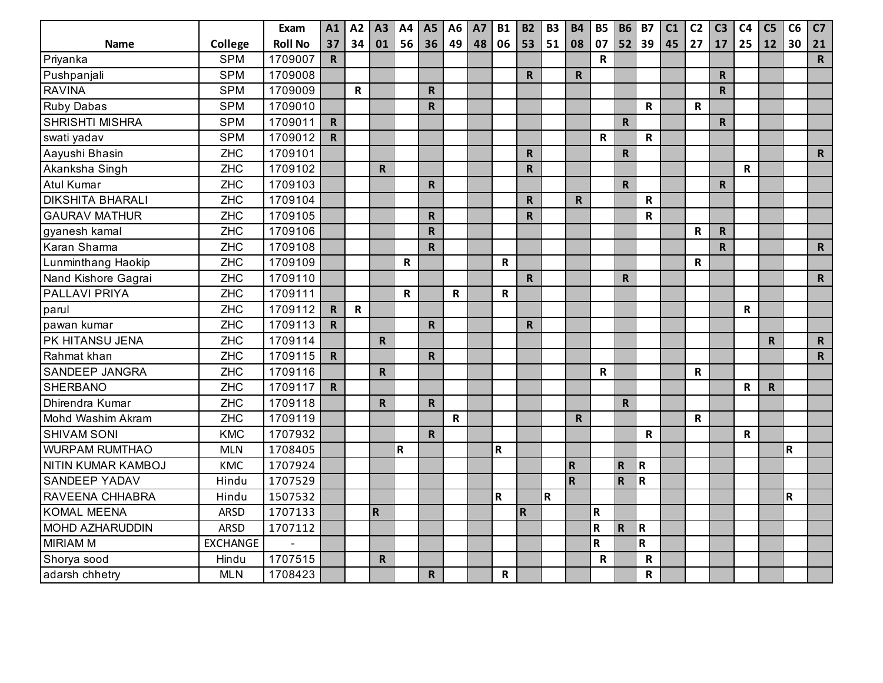| Name | College | Exam Roll No | A1 37 | A2 34 | A3 01 | A4 56 | A5 36 | A6 49 | A7 48 | B1 06 | B2 53 | B3 51 | B4 08 | B5 07 | B6 52 | B7 39 | C1 45 | C2 27 | C3 17 | C4 25 | C5 12 | C6 30 | C7 21 |
|---|---|---|---|---|---|---|---|---|---|---|---|---|---|---|---|---|---|---|---|---|---|---|---|
| Priyanka | SPM | 1709007 | R | | | | | | | | | | | R | | | | | | | | | R |
| Pushpanjali | SPM | 1709008 | | | | | | | | | R | | R | | | | | | R | | | | |
| RAVINA | SPM | 1709009 | | R | | | R | | | | | | | | | | | | R | | | | |
| Ruby Dabas | SPM | 1709010 | | | | | R | | | | | | | | | R | | R | | | | | |
| SHRISHTI MISHRA | SPM | 1709011 | R | | | | | | | | | | | | R | | | | R | | | | |
| swati yadav | SPM | 1709012 | R | | | | | | | | | | | R | | R | | | | | | | |
| Aayushi Bhasin | ZHC | 1709101 | | | | | | | | | R | | | | R | | | | | | | | R |
| Akanksha Singh | ZHC | 1709102 | | | R | | | | | | R | | | | | | | | | R | | | |
| Atul Kumar | ZHC | 1709103 | | | | | R | | | | | | | | R | | | | R | | | | |
| DIKSHITA BHARALI | ZHC | 1709104 | | | | | | | | | R | | R | | | R | | | | | | | |
| GAURAV MATHUR | ZHC | 1709105 | | | | | R | | | | R | | | | | R | | | | | | | |
| gyanesh kamal | ZHC | 1709106 | | | | | R | | | | | | | | | | | R | R | | | | |
| Karan Sharma | ZHC | 1709108 | | | | | R | | | | | | | | | | | | R | | | | R |
| Lunminthang Haokip | ZHC | 1709109 | | | | R | | | | R | | | | | | | | R | | | | | |
| Nand Kishore Gagrai | ZHC | 1709110 | | | | | | | | | R | | | | R | | | | | | | | R |
| PALLAVI PRIYA | ZHC | 1709111 | | | | R | | R | | R | | | | | | | | | | | | | |
| parul | ZHC | 1709112 | R | R | | | | | | | | | | | | | | | | R | | | |
| pawan kumar | ZHC | 1709113 | R | | | | R | | | | R | | | | | | | | | | | | |
| PK HITANSU JENA | ZHC | 1709114 | | | R | | | | | | | | | | | | | | | | R | | R |
| Rahmat khan | ZHC | 1709115 | R | | | | R | | | | | | | | | | | | | | | | R |
| SANDEEP JANGRA | ZHC | 1709116 | | | R | | | | | | | | | R | | | | R | | | | | |
| SHERBANO | ZHC | 1709117 | R | | | | | | | | | | | | | | | | | R | R | | |
| Dhirendra Kumar | ZHC | 1709118 | | | R | | R | | | | | | | | R | | | | | | | | |
| Mohd Washim Akram | ZHC | 1709119 | | | | | | R | | | | | R | | | | | R | | | | | |
| SHIVAM SONI | KMC | 1707932 | | | | | R | | | | | | | | | R | | | | R | | | |
| WURPAM RUMTHAO | MLN | 1708405 | | | | R | | | | R | | | | | | | | | | | | R | |
| NITIN KUMAR KAMBOJ | KMC | 1707924 | | | | | | | | | | | R | | R | R | | | | | | | |
| SANDEEP YADAV | Hindu | 1707529 | | | | | | | | | | | R | | R | R | | | | | | | |
| RAVEENA CHHABRA | Hindu | 1507532 | | | | | | | | R | | R | | | | | | | | | | R | |
| KOMAL MEENA | ARSD | 1707133 | | | R | | | | | | R | | | R | | | | | | | | | |
| MOHD AZHARUDDIN | ARSD | 1707112 | | | | | | | | | | | | R | R | R | | | | | | | |
| MIRIAM M | EXCHANGE | - | | | | | | | | | | | | R | | R | | | | | | | |
| Shorya sood | Hindu | 1707515 | | | R | | | | | | | | | R | | R | | | | | | | |
| adarsh chhetry | MLN | 1708423 | | | | | R | | | R | | | | | | R | | | | | | | |